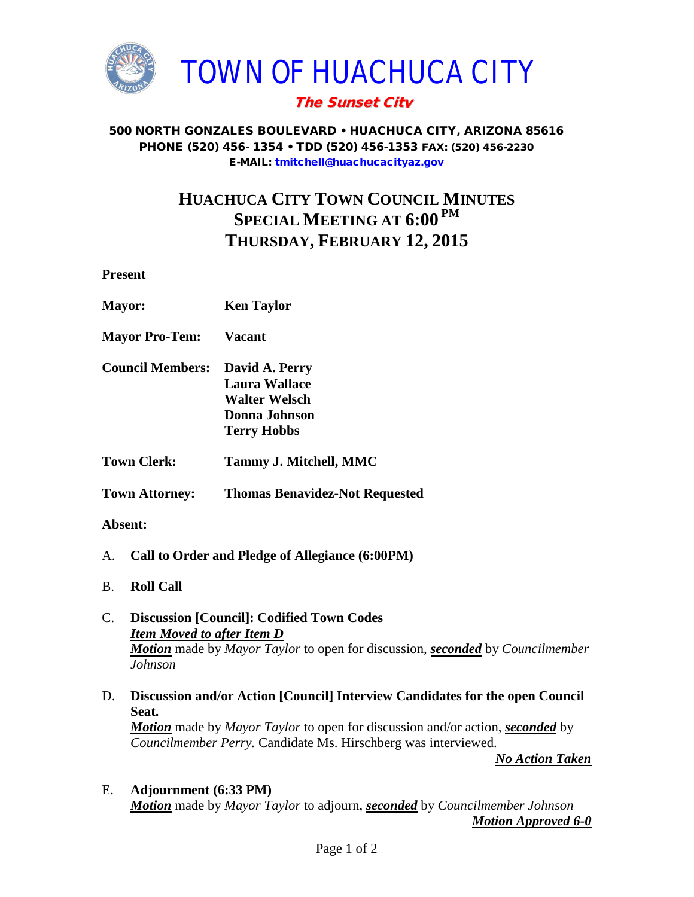# TOWN OF HUACHUCA CITY

***The Sunset City***

**500 NORTH GONZALES BOULEVARD • HUACHUCA CITY, ARIZONA 85616**
**PHONE (520) 456- 1354 • TDD (520) 456-1353 FAX: (520) 456-2230**
**E-MAIL: tmitchell@huachucacityaz.gov**

## HUACHUCA CITY TOWN COUNCIL MINUTES
## SPECIAL MEETING AT 6:00 PM
## THURSDAY, FEBRUARY 12, 2015

**Present**

**Mayor:** **Ken Taylor**

**Mayor Pro-Tem:** **Vacant**

**Council Members:** **David A. Perry**
**Laura Wallace**
**Walter Welsch**
**Donna Johnson**
**Terry Hobbs**

**Town Clerk:** **Tammy J. Mitchell, MMC**

**Town Attorney:** **Thomas Benavidez-Not Requested**

**Absent:**

A. **Call to Order and Pledge of Allegiance (6:00PM)**

B. **Roll Call**

C. **Discussion [Council]: Codified Town Codes**
***Item Moved to after Item D***
***Motion*** made by *Mayor Taylor* to open for discussion, ***seconded*** by *Councilmember Johnson*

D. **Discussion and/or Action [Council] Interview Candidates for the open Council Seat.**
***Motion*** made by *Mayor Taylor* to open for discussion and/or action, ***seconded*** by *Councilmember Perry.* Candidate Ms. Hirschberg was interviewed.

***No Action Taken***

E. **Adjournment (6:33 PM)**
***Motion*** made by *Mayor Taylor* to adjourn, ***seconded*** by *Councilmember Johnson*

***Motion Approved 6-0***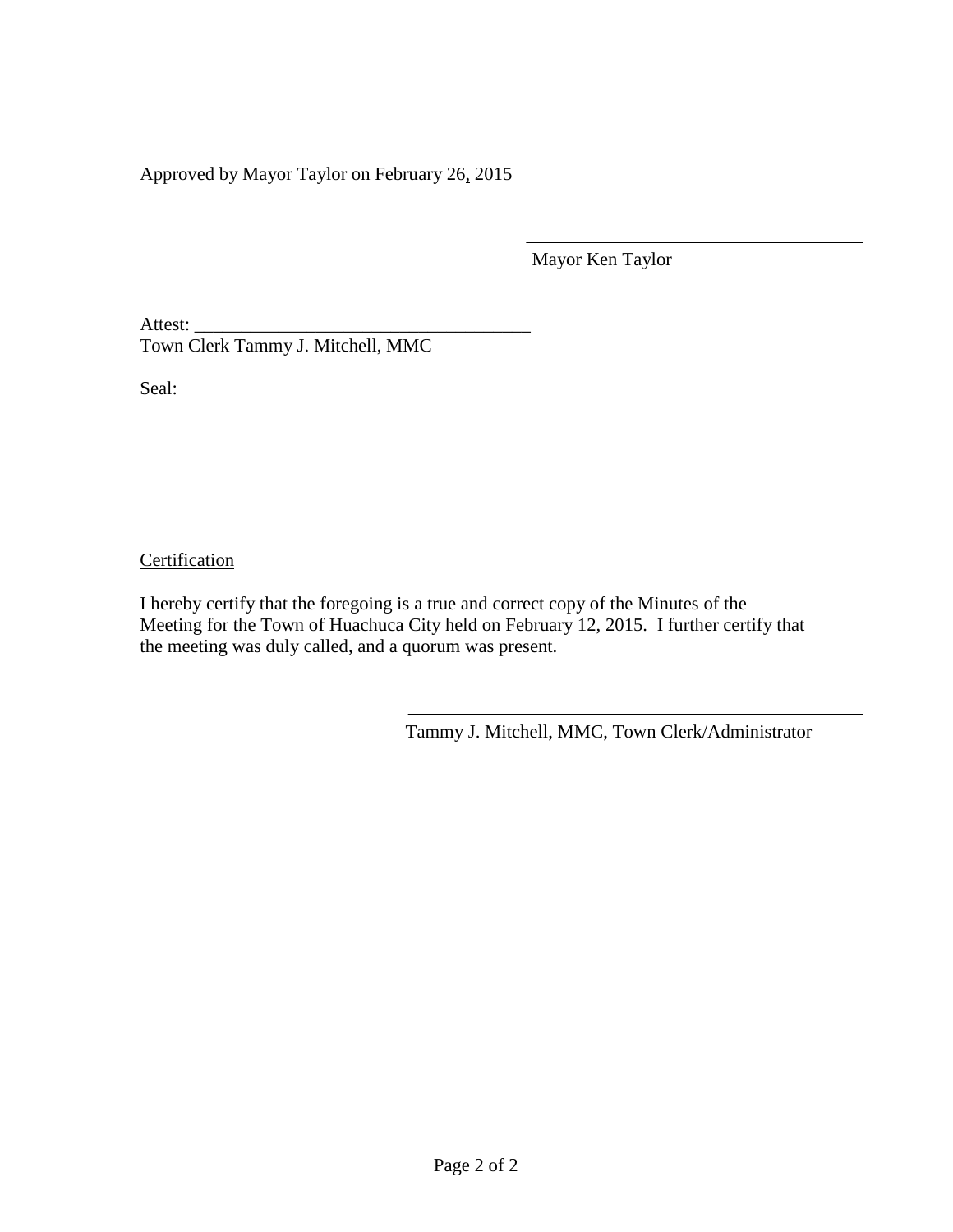Approved by Mayor Taylor on February 26, 2015

_____________________________________
Mayor Ken Taylor

Attest: _____________________________________
Town Clerk Tammy J. Mitchell, MMC

Seal:

<u>Certification</u>

I hereby certify that the foregoing is a true and correct copy of the Minutes of the Meeting for the Town of Huachuca City held on February 12, 2015. I further certify that the meeting was duly called, and a quorum was present.

_____________________________________
Tammy J. Mitchell, MMC, Town Clerk/Administrator